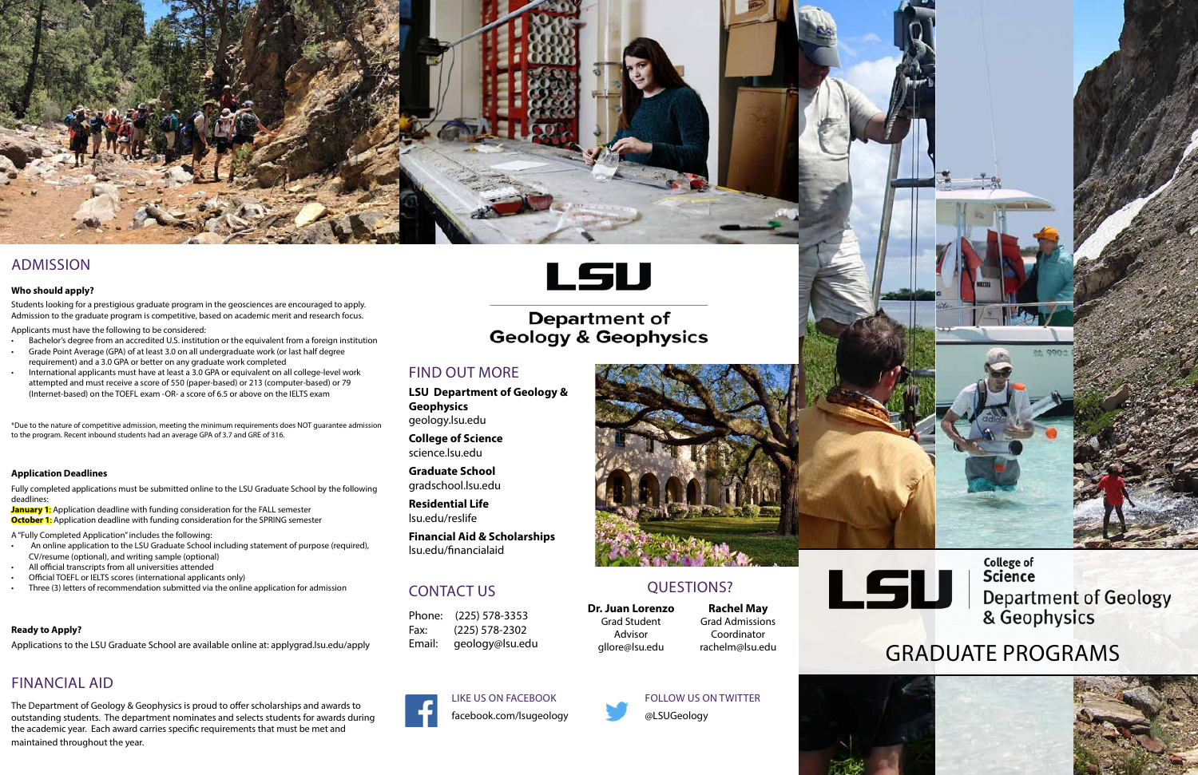# ADMISSION

**Who should apply?**

Students looking for a prestigious graduate program in the geosciences are encouraged to apply. Admission to the graduate program is competitive, based on academic merit and research focus.

Applicants must have the following to be considered:

- Bachelor's degree from an accredited U.S. institution or the equivalent from a foreign institution
- Grade Point Average (GPA) of at least 3.0 on all undergraduate work (or last half degree requirement) and a 3.0 GPA or better on any graduate work completed
- International applicants must have at least a 3.0 GPA or equivalent on all college-level work attempted and must receive a score of 550 (paper-based) or 213 (computer-based) or 79 (Internet-based) on the TOEFL exam -OR- a score of 6.5 or above on the IELTS exam

*Due to the nature of competitive admission, meeting the minimum requirements does NOT guarantee admission to the program. Recent inbound students had an average GPA of 3.7 and GRE of 316.

**Application Deadlines**

Fully completed applications must be submitted online to the LSU Graduate School by the following deadlines:

**January 1:** Application deadline with funding consideration for the FALL semester
**October 1:** Application deadline with funding consideration for the SPRING semester

A "Fully Completed Application" includes the following:

- An online application to the LSU Graduate School including statement of purpose (required), CV/resume (optional), and writing sample (optional)
- All official transcripts from all universities attended
- Official TOEFL or IELTS scores (international applicants only)
- Three (3) letters of recommendation submitted via the online application for admission

**Ready to Apply?**

Applications to the LSU Graduate School are available online at: applygrad.lsu.edu/apply

# FINANCIAL AID

The Department of Geology & Geophysics is proud to offer scholarships and awards to outstanding students. The department nominates and selects students for awards during the academic year. Each award carries specific requirements that must be met and maintained throughout the year.

# LSU

## Department of Geology & Geophysics

# FIND OUT MORE

**LSU Department of Geology & Geophysics**
geology.lsu.edu

**College of Science**
science.lsu.edu

**Graduate School**
gradschool.lsu.edu

**Residential Life**
lsu.edu/reslife

**Financial Aid & Scholarships**
lsu.edu/financialaid

# CONTACT US

Phone: (225) 578-3353
Fax: (225) 578-2302
Email: geology@lsu.edu

# QUESTIONS?

**Dr. Juan Lorenzo**
Grad Student Advisor
gllore@lsu.edu

**Rachel May**
Grad Admissions Coordinator
rachelm@lsu.edu

LIKE US ON FACEBOOK
facebook.com/lsugeology

FOLLOW US ON TWITTER
@LSUGeology

# LSU

College of Science
Department of Geology & Geophysics

# GRADUATE PROGRAMS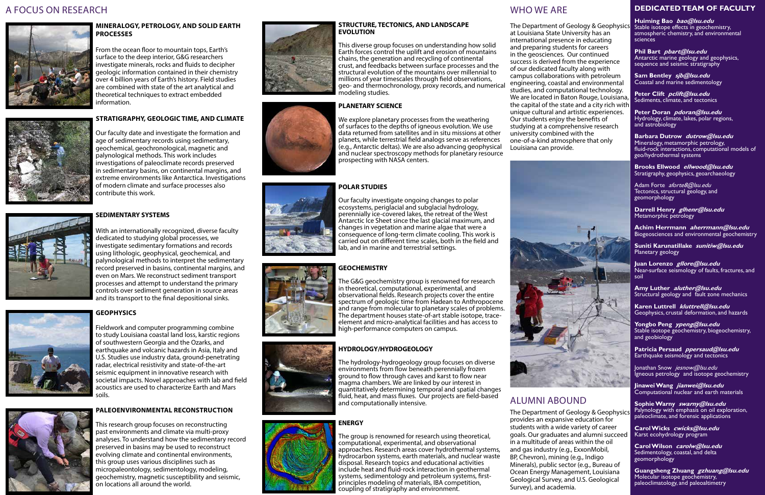# A FOCUS ON RESEARCH

### MINERALOGY, PETROLOGY, AND SOLID EARTH PROCESSES

From the ocean floor to mountain tops, Earth's surface to the deep interior, G&G researchers investigate minerals, rocks and fluids to decipher geologic information contained in their chemistry over 4 billion years of Earth's history. Field studies are combined with state of the art analytical and theoretical techniques to extract embedded information.

### STRATIGRAPHY, GEOLOGIC TIME, AND CLIMATE

Our faculty date and investigate the formation and age of sedimentary records using sedimentary, geochemical, geochronological, magnetic and palynological methods. This work includes investigations of paleoclimate records preserved in sedimentary basins, on continental margins, and extreme environments like Antarctica. Investigations of modern climate and surface processes also contribute this work.

### SEDIMENTARY SYSTEMS

With an internationally recognized, diverse faculty dedicated to studying global processes, we investigate sedimentary formations and records using lithologic, geophysical, geochemical, and palynological methods to interpret the sedimentary record preserved in basins, continental margins, and even on Mars. We reconstruct sediment transport processes and attempt to understand the primary controls over sediment generation in source areas and its transport to the final depositional sinks.

### GEOPHYSICS

Fieldwork and computer programming combine to study Louisiana coastal land loss, karstic regions of southwestern Georgia and the Ozarks, and earthquake and volcanic hazards in Asia, Italy and U.S. Studies use industry data, ground-penetrating radar, electrical resistivity and state-of-the-art seismic equipment in innovative research with societal impacts. Novel approaches with lab and field acoustics are used to characterize Earth and Mars soils.

### PALEOENVIRONMENTAL RECONSTRUCTION

This research group focuses on reconstructing past environments and climate via multi-proxy analyses. To understand how the sedimentary record preserved in basins may be used to reconstruct evolving climate and continental environments, this group uses various disciplines such as micropaleontology, sedimentology, modeling, geochemistry, magnetic susceptibility and seismic, on locations all around the world.

### STRUCTURE, TECTONICS, AND LANDSCAPE EVOLUTION

This diverse group focuses on understanding how solid Earth forces control the uplift and erosion of mountains chains, the generation and recycling of continental crust, and feedbacks between surface processes and the structural evolution of the mountains over millennial to millions of year timescales through field observations, geo- and thermochronology, proxy records, and numerical modeling studies.

### PLANETARY SCIENCE

We explore planetary processes from the weathering of surfaces to the depths of igneous evolution. We use data returned from satellites and in situ missions at other planets, while terrestrial field analogs serve as references (e.g., Antarctic deltas). We are also advancing geophysical and nuclear spectroscopy methods for planetary resource prospecting with NASA centers.

### POLAR STUDIES

Our faculty investigate ongoing changes to polar ecosystems, periglacial and subglacial hydrology, perennially ice-covered lakes, the retreat of the West Antarctic Ice Sheet since the last glacial maximum, and changes in vegetation and marine algae that were a consequence of long-term climate cooling. This work is carried out on different time scales, both in the field and lab, and in marine and terrestrial settings.

### GEOCHEMISTRY

The G&G geochemistry group is renowned for research in theoretical, computational, experimental, and observational fields. Research projects cover the entire spectrum of geologic time from Hadean to Anthropocene and range from molecular to planetary scales of problems. The department houses state-of-art stable isotope, trace-element and micro-analytical facilities and has access to high-performance computers on campus.

### HYDROLOGY/HYDROGEOLOGY

The hydrology-hydrogeology group focuses on diverse environments from flow beneath perennially frozen ground to flow through caves and karst to flow near magma chambers. We are linked by our interest in quantitatively determining temporal and spatial changes fluid, heat, and mass fluxes. Our projects are field-based and computationally intensive.

### ENERGY

The group is renowned for research using theoretical, computational, experimental, and observational approaches. Research areas cover hydrothermal systems, hydrocarbon systems, earth materials, and nuclear waste disposal. Research topics and educational activities include heat and fluid-rock interaction in geothermal systems, sedimentology and petroleum systems, first-principles modeling of materials, IBA competition, coupling of stratigraphy and environment.

# WHO WE ARE

The Department of Geology & Geophysics at Louisiana State University has an international presence in educating and preparing students for careers in the geosciences. Our continued success is derived from the experience of our dedicated faculty along with campus collaborations with petroleum engineering, coastal and environmental studies, and computational technology. We are located in Baton Rouge, Louisiana, the capital of the state and a city rich with unique cultural and artistic experiences. Our students enjoy the benefits of studying at a comprehensive research university combined with the one-of-a-kind atmosphere that only Louisiana can provide.

# ALUMNI ABOUND

The Department of Geology & Geophysics provides an expansive education for students with a wide variety of career goals. Our graduates and alumni succeed in a multitude of areas within the oil and gas industry (e.g., ExxonMobil, BP, Chevron), mining (e.g., Indigo Minerals), public sector (e.g., Bureau of Ocean Energy Management, Louisiana Geological Survey, and U.S. Geological Survey), and academia.

## DEDICATED TEAM OF FACULTY

**Huiming Bao** *bao@lsu.edu*
Stable isotope effects in geochemistry, atmospheric chemistry, and environmental sciences

**Phil Bart** *pbart@lsu.edu*
Antarctic marine geology and geophysics, sequence and seismic stratigraphy

**Sam Bentley** *sjb@lsu.edu*
Coastal and marine sedimentology

**Peter Clift** *pclift@lsu.edu*
Sediments, climate, and tectonics

**Peter Doran** *pdoran@lsu.edu*
Hydrology, climate, lakes, polar regions, and astrobiology

**Barbara Dutrow** *dutrow@lsu.edu*
Mineralogy, metamorphic petrology, fluid-rock interactions, computational models of geo/hydrothermal systems

**Brooks Ellwood** *ellwood@lsu.edu*
Stratigraphy, geophysics, geoarchaeology

Adam Forte *aforte8@lsu.edu*
Tectonics, structural geology, and geomorphology

**Darrell Henry** *glhenr@lsu.edu*
Metamorphic petrology

**Achim Herrmann** *aherrmann@lsu.edu*
Biogeosciences and environmental geochemistry

**Suniti Karunatillake** *sunitiw@lsu.edu*
Planetary geology

**Juan Lorenzo** *gllore@lsu.edu*
Near-surface seismology of faults, fractures, and soil

**Amy Luther** *aluther@lsu.edu*
Structural geology and fault zone mechanics

**Karen Luttrell** *kluttrell@lsu.edu*
Geophysics, crustal deformation, and hazards

**Yongbo Peng** *ypeng@lsu.edu*
Stable isotope geochemistry, biogeochemistry, and geobiology

**Patricia Persaud** *ppersaud@lsu.edu*
Earthquake seismology and tectonics

Jonathan Snow *jesnow@lsu.edu*
Igneous petrology and isotope geochemistry

**Jinawei Wang** *jianwei@lsu.edu*
Computational nuclear and earth materials

**Sophie Warny** *swarny@lsu.edu*
Palynology with emphasis on oil exploration, paleoclimate, and forensic applications

**Carol Wicks** *cwicks@lsu.edu*
Karst ecohydrology program

**Carol Wilson** *carolw@lsu.edu*
Sedimentology, coastal, and delta geomorphology

**Guangsheng Zhuang** *gzhuang@lsu.edu*
Molecular isotope geochemistry, paleoclimatology, and paleoaltimetry